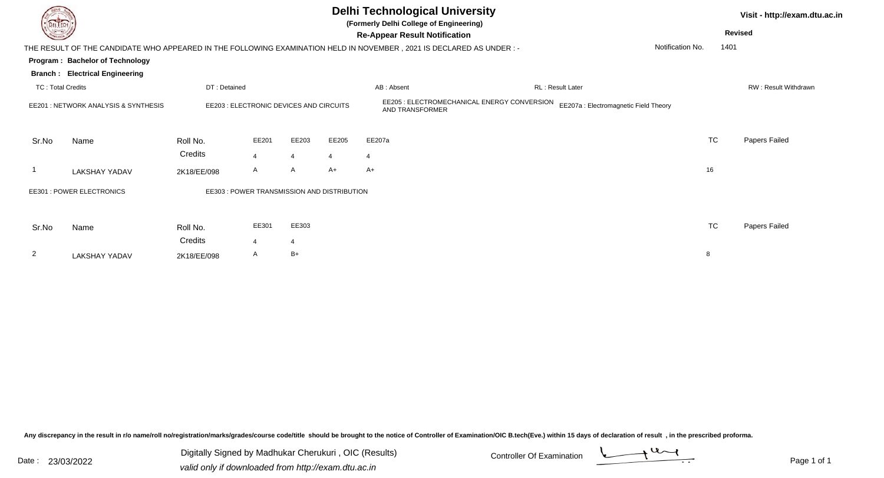# Delhi Technological University

**(Formerly Delhi College of Engineering)**

**Re-Appear Result Notification**

Visit - http://exam.dtu.ac.in

**Revised**

THE RESULT OF THE CANDIDATE WHO APPEARED IN THE FOLLOWING EXAMINATION HELD IN NOVEMBER , 2021 IS DECLARED AS UNDER : -

Notification No. 1401

**Program : Bachelor of Technology**

**Branch : Electrical Engineering**

TC : Total Credits | DT : Detained | AB : Absent | RL : Result Later | RW : Result Withdrawn

EE201 : NETWORK ANALYSIS & SYNTHESIS
EE203 : ELECTRONIC DEVICES AND CIRCUITS
EE205 : ELECTROMECHANICAL ENERGY CONVERSION AND TRANSFORMER
EE207a : Electromagnetic Field Theory

| Sr.No | Name | Roll No. | EE201 | EE203 | EE205 | EE207a | TC | Papers Failed |
|---|---|---|---|---|---|---|---|---|
| | | Credits | 4 | 4 | 4 | 4 | | |
| 1 | LAKSHAY YADAV | 2K18/EE/098 | A | A | A+ | A+ | 16 | |

EE301 : POWER ELECTRONICS
EE303 : POWER TRANSMISSION AND DISTRIBUTION

| Sr.No | Name | Roll No. | EE301 | EE303 | TC | Papers Failed |
|---|---|---|---|---|---|---|
| | | Credits | 4 | 4 | | |
| 2 | LAKSHAY YADAV | 2K18/EE/098 | A | B+ | 8 | |

Any discrepancy in the result in r/o name/roll no/registration/marks/grades/course code/title should be brought to the notice of Controller of Examination/OIC B.tech(Eve.) within 15 days of declaration of result , in the prescribed proforma.

Date : 23/03/2022

Digitally Signed by Madhukar Cherukuri , OIC (Results)
*valid only if downloaded from http://exam.dtu.ac.in*

Controller Of Examination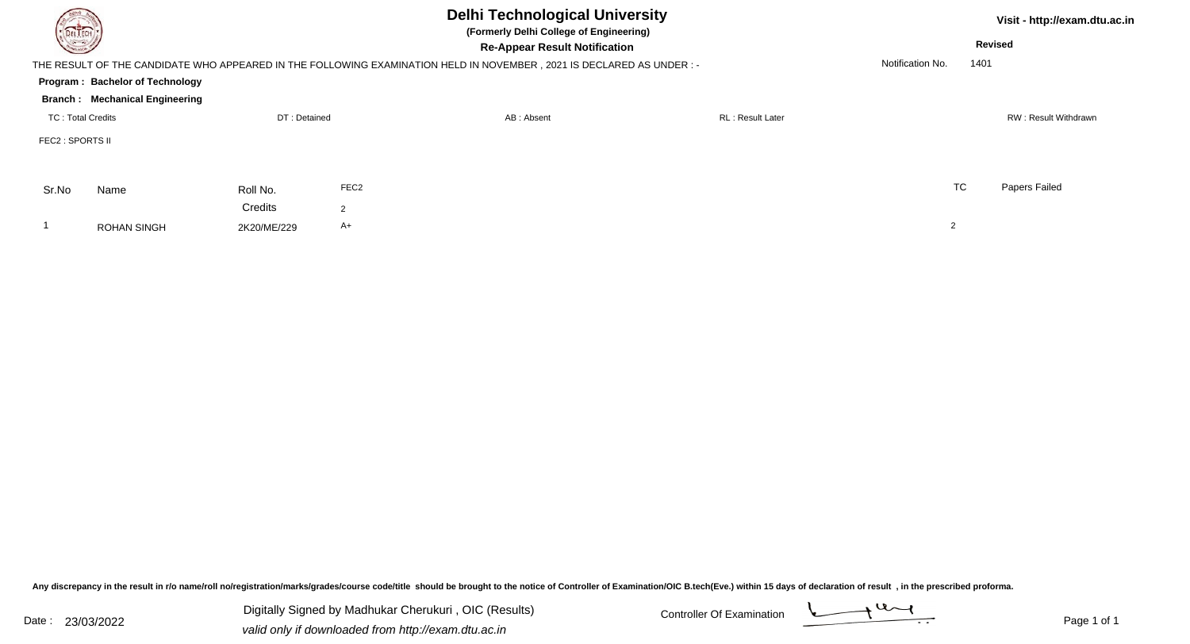# Delhi Technological University

**(Formerly Delhi College of Engineering)**

**Re-Appear Result Notification**

Visit - http://exam.dtu.ac.in

**Revised**

THE RESULT OF THE CANDIDATE WHO APPEARED IN THE FOLLOWING EXAMINATION HELD IN NOVEMBER , 2021 IS DECLARED AS UNDER : -

Notification No. 1401

**Program : Bachelor of Technology**

**Branch : Mechanical Engineering**

TC : Total Credits | DT : Detained | AB : Absent | RL : Result Later | RW : Result Withdrawn

FEC2 : SPORTS II

| Sr.No | Name | Roll No. | FEC2 | TC | Papers Failed |
|---|---|---|---|---|---|
| | | Credits | 2 | | |
| 1 | ROHAN SINGH | 2K20/ME/229 | A+ | 2 | |

**Any discrepancy in the result in r/o name/roll no/registration/marks/grades/course code/title should be brought to the notice of Controller of Examination/OIC B.tech(Eve.) within 15 days of declaration of result , in the prescribed proforma.**

Date : 23/03/2022

Digitally Signed by Madhukar Cherukuri , OIC (Results)

*valid only if downloaded from http://exam.dtu.ac.in*

Controller Of Examination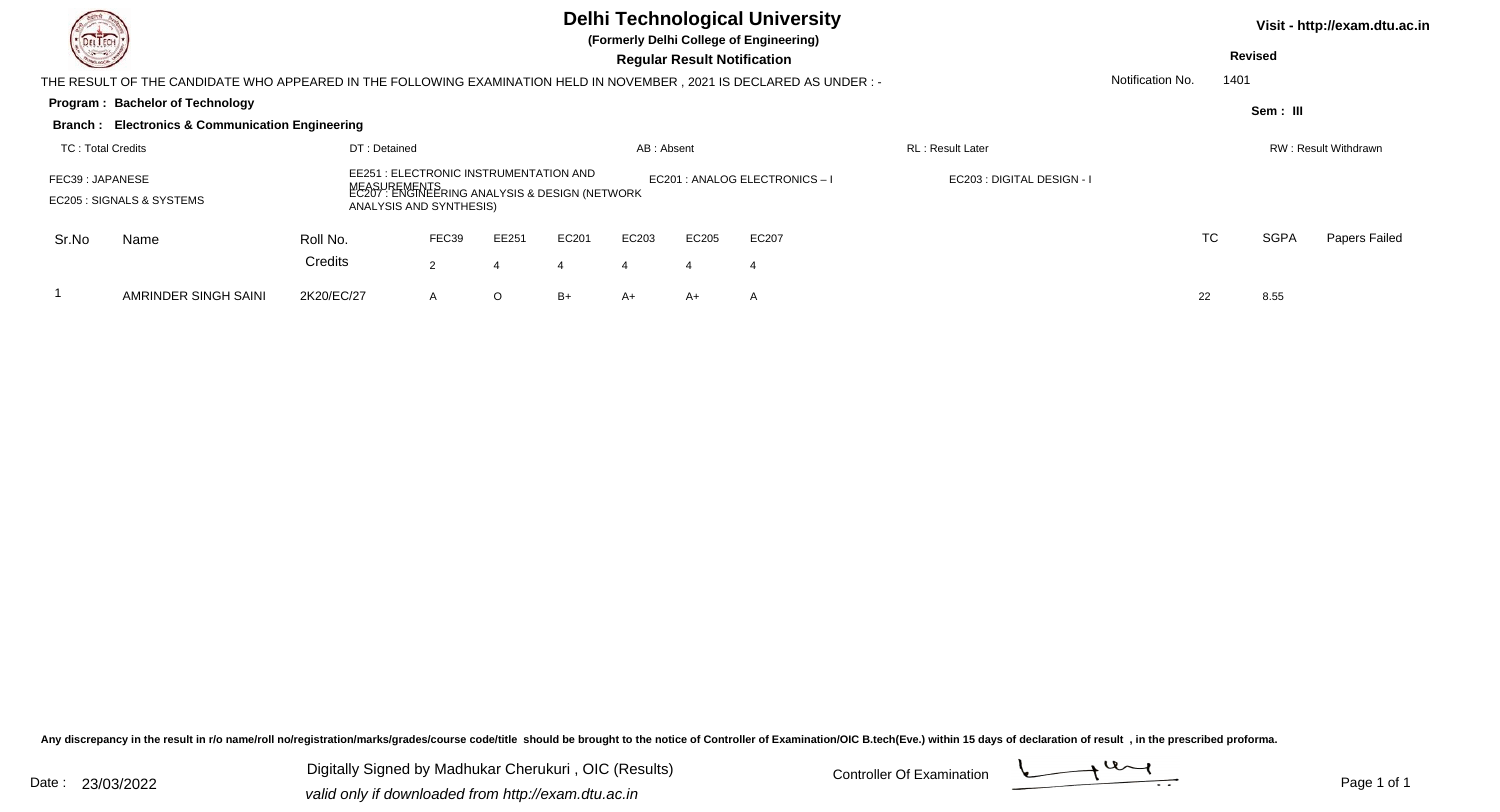# Delhi Technological University

**(Formerly Delhi College of Engineering)**

**Regular Result Notification**

Visit - http://exam.dtu.ac.in

**Revised**

THE RESULT OF THE CANDIDATE WHO APPEARED IN THE FOLLOWING EXAMINATION HELD IN NOVEMBER , 2021 IS DECLARED AS UNDER : -

Notification No. 1401

**Program : Bachelor of Technology**

**Sem : III**

**Branch : Electronics & Communication Engineering**

TC : Total Credits | DT : Detained | AB : Absent | RL : Result Later | RW : Result Withdrawn

FEC39 : JAPANESE
EE251 : ELECTRONIC INSTRUMENTATION AND MEASUREMENTS
EC201 : ANALOG ELECTRONICS – I
EC203 : DIGITAL DESIGN - I
EC205 : SIGNALS & SYSTEMS
EC207 : ENGINEERING ANALYSIS & DESIGN (NETWORK ANALYSIS AND SYNTHESIS)

| Sr.No | Name | Roll No. | FEC39 | EE251 | EC201 | EC203 | EC205 | EC207 | TC | SGPA | Papers Failed |
|---|---|---|---|---|---|---|---|---|---|---|---|
| | | Credits | 2 | 4 | 4 | 4 | 4 | 4 | | | |
| 1 | AMRINDER SINGH SAINI | 2K20/EC/27 | A | O | B+ | A+ | A+ | A | 22 | 8.55 | |

Any discrepancy in the result in r/o name/roll no/registration/marks/grades/course code/title should be brought to the notice of Controller of Examination/OIC B.tech(Eve.) within 15 days of declaration of result , in the prescribed proforma.

Date : 23/03/2022

Digitally Signed by Madhukar Cherukuri , OIC (Results)
*valid only if downloaded from http://exam.dtu.ac.in*

Controller Of Examination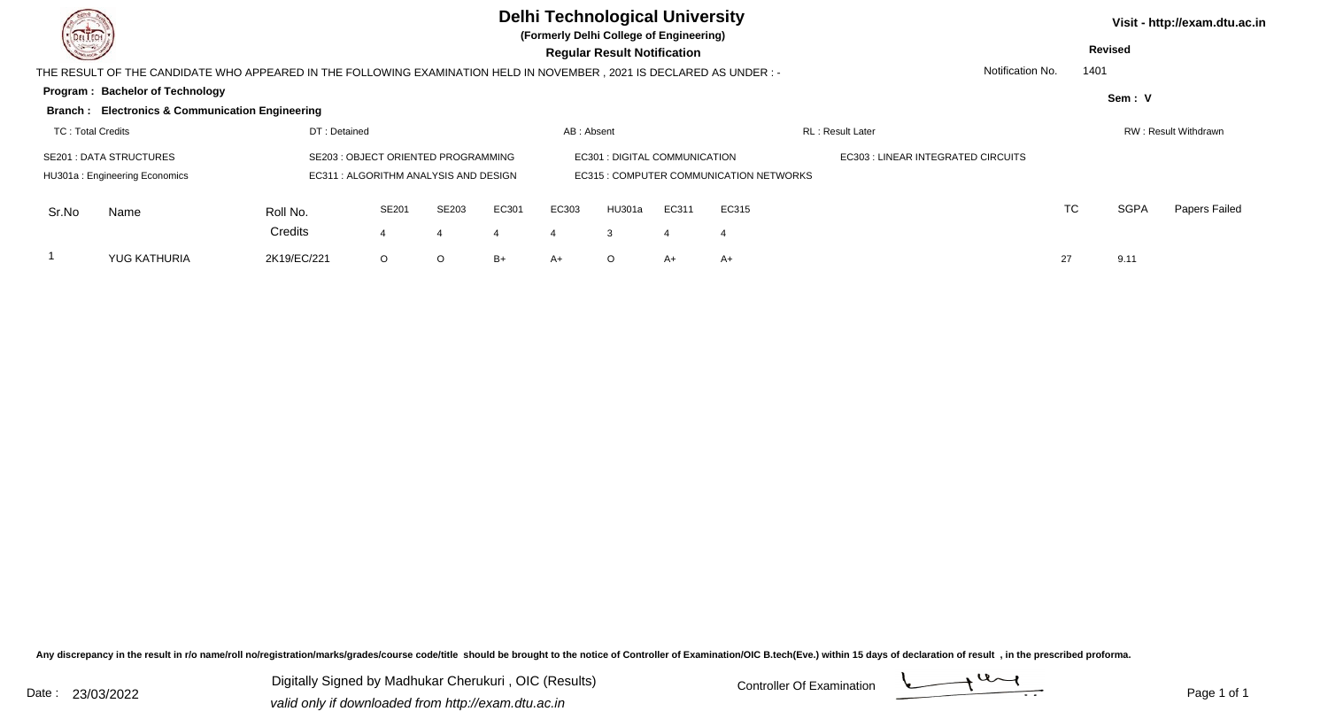# Delhi Technological University

**(Formerly Delhi College of Engineering)**

**Regular Result Notification**

Visit - http://exam.dtu.ac.in

**Revised**

THE RESULT OF THE CANDIDATE WHO APPEARED IN THE FOLLOWING EXAMINATION HELD IN NOVEMBER , 2021 IS DECLARED AS UNDER : -

Notification No. 1401

**Program : Bachelor of Technology**

**Sem : V**

**Branch : Electronics & Communication Engineering**

TC : Total Credits | DT : Detained | AB : Absent | RL : Result Later | RW : Result Withdrawn

SE201 : DATA STRUCTURES
SE203 : OBJECT ORIENTED PROGRAMMING
EC301 : DIGITAL COMMUNICATION
EC303 : LINEAR INTEGRATED CIRCUITS
HU301a : Engineering Economics
EC311 : ALGORITHM ANALYSIS AND DESIGN
EC315 : COMPUTER COMMUNICATION NETWORKS

| Sr.No | Name | Roll No. | SE201 | SE203 | EC301 | EC303 | HU301a | EC311 | EC315 | TC | SGPA | Papers Failed |
|---|---|---|---|---|---|---|---|---|---|---|---|---|
| | | Credits | 4 | 4 | 4 | 4 | 3 | 4 | 4 | | | |
| 1 | YUG KATHURIA | 2K19/EC/221 | O | O | B+ | A+ | O | A+ | A+ | 27 | 9.11 | |

Any discrepancy in the result in r/o name/roll no/registration/marks/grades/course code/title should be brought to the notice of Controller of Examination/OIC B.tech(Eve.) within 15 days of declaration of result , in the prescribed proforma.

Date : 23/03/2022

Digitally Signed by Madhukar Cherukuri , OIC (Results)
*valid only if downloaded from http://exam.dtu.ac.in*

Controller Of Examination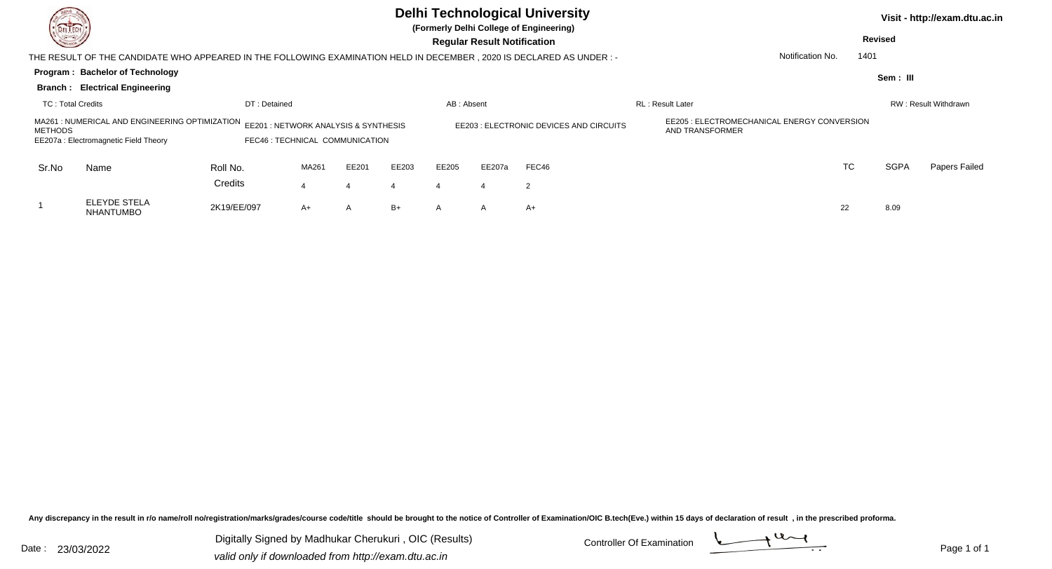# Delhi Technological University

**(Formerly Delhi College of Engineering)**

**Regular Result Notification**

Visit - http://exam.dtu.ac.in

**Revised**

THE RESULT OF THE CANDIDATE WHO APPEARED IN THE FOLLOWING EXAMINATION HELD IN DECEMBER , 2020 IS DECLARED AS UNDER : -

Notification No. 1401

**Program : Bachelor of Technology**

**Sem : III**

**Branch : Electrical Engineering**

TC : Total Credits | DT : Detained | AB : Absent | RL : Result Later | RW : Result Withdrawn

MA261 : NUMERICAL AND ENGINEERING OPTIMIZATION METHODS
EE201 : NETWORK ANALYSIS & SYNTHESIS
EE203 : ELECTRONIC DEVICES AND CIRCUITS
EE205 : ELECTROMECHANICAL ENERGY CONVERSION AND TRANSFORMER
EE207a : Electromagnetic Field Theory
FEC46 : TECHNICAL COMMUNICATION

| Sr.No | Name | Roll No. | MA261 | EE201 | EE203 | EE205 | EE207a | FEC46 | TC | SGPA | Papers Failed |
|---|---|---|---|---|---|---|---|---|---|---|---|
| | | Credits | 4 | 4 | 4 | 4 | 4 | 2 | | | |
| 1 | ELEYDE STELA NHANTUMBO | 2K19/EE/097 | A+ | A | B+ | A | A | A+ | 22 | 8.09 | |

Any discrepancy in the result in r/o name/roll no/registration/marks/grades/course code/title should be brought to the notice of Controller of Examination/OIC B.tech(Eve.) within 15 days of declaration of result , in the prescribed proforma.

Date : 23/03/2022

Digitally Signed by Madhukar Cherukuri , OIC (Results)

*valid only if downloaded from http://exam.dtu.ac.in*

Controller Of Examination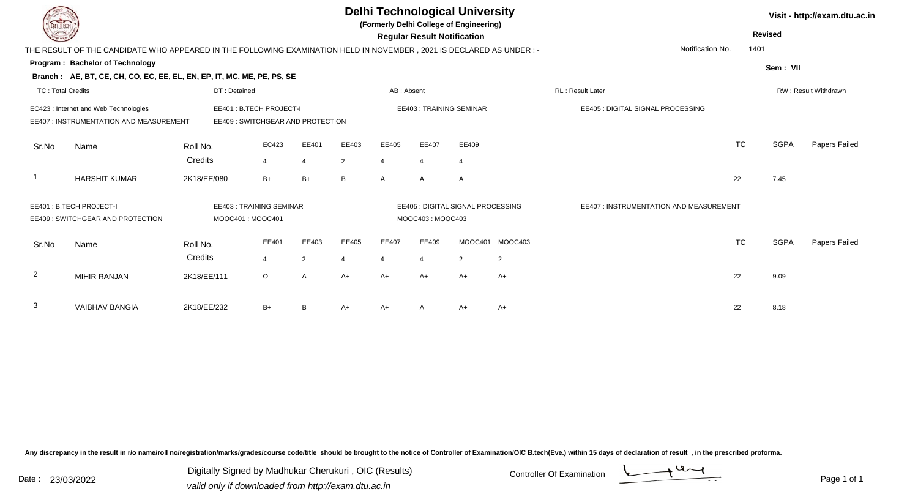# Delhi Technological University

**(Formerly Delhi College of Engineering)**

**Regular Result Notification**

Visit - http://exam.dtu.ac.in

**Revised**

THE RESULT OF THE CANDIDATE WHO APPEARED IN THE FOLLOWING EXAMINATION HELD IN NOVEMBER , 2021 IS DECLARED AS UNDER : -

Notification No. 1401

**Program : Bachelor of Technology**

**Sem : VII**

**Branch : AE, BT, CE, CH, CO, EC, EE, EL, EN, EP, IT, MC, ME, PE, PS, SE**

TC : Total Credits | DT : Detained | AB : Absent | RL : Result Later | RW : Result Withdrawn

EC423 : Internet and Web Technologies | EE401 : B.TECH PROJECT-I | EE403 : TRAINING SEMINAR | EE405 : DIGITAL SIGNAL PROCESSING
EE407 : INSTRUMENTATION AND MEASUREMENT | EE409 : SWITCHGEAR AND PROTECTION

| Sr.No | Name | Roll No. | EC423 | EE401 | EE403 | EE405 | EE407 | EE409 | TC | SGPA | Papers Failed |
|---|---|---|---|---|---|---|---|---|---|---|---|
| | | Credits | 4 | 4 | 2 | 4 | 4 | 4 | | | |
| 1 | HARSHIT KUMAR | 2K18/EE/080 | B+ | B+ | B | A | A | A | 22 | 7.45 | |

EE401 : B.TECH PROJECT-I | EE403 : TRAINING SEMINAR | EE405 : DIGITAL SIGNAL PROCESSING | EE407 : INSTRUMENTATION AND MEASUREMENT
EE409 : SWITCHGEAR AND PROTECTION | MOOC401 : MOOC401 | MOOC403 : MOOC403

| Sr.No | Name | Roll No. | EE401 | EE403 | EE405 | EE407 | EE409 | MOOC401 | MOOC403 | TC | SGPA | Papers Failed |
|---|---|---|---|---|---|---|---|---|---|---|---|---|
| | | Credits | 4 | 2 | 4 | 4 | 4 | 2 | 2 | | | |
| 2 | MIHIR RANJAN | 2K18/EE/111 | O | A | A+ | A+ | A+ | A+ | A+ | 22 | 9.09 | |
| 3 | VAIBHAV BANGIA | 2K18/EE/232 | B+ | B | A+ | A+ | A | A+ | A+ | 22 | 8.18 | |

Any discrepancy in the result in r/o name/roll no/registration/marks/grades/course code/title should be brought to the notice of Controller of Examination/OIC B.tech(Eve.) within 15 days of declaration of result , in the prescribed proforma.

Date : 23/03/2022

Digitally Signed by Madhukar Cherukuri , OIC (Results)
valid only if downloaded from http://exam.dtu.ac.in

Controller Of Examination